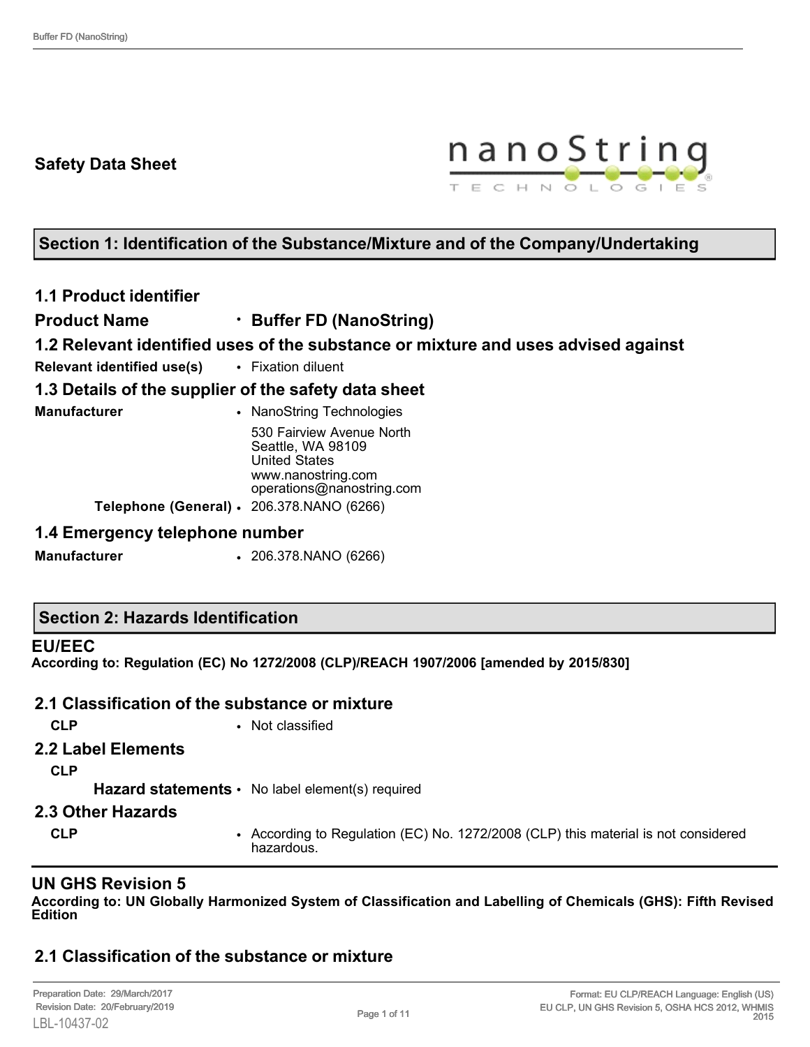# Safety Data Sheet

## Section 1: Identification of the Substance/Mixture and of the Company/Undertaking

### 1.1 Product identifier

**Product Name** • **Buffer FD (NanoString)**

### 1.2 Relevant identified uses of the substance or mixture and uses advised against

**Relevant identified use(s)** • Fixation diluent

### 1.3 Details of the supplier of the safety data sheet

**Manufacturer** • NanoString Technologies
530 Fairview Avenue North
Seattle, WA 98109
United States
www.nanostring.com
operations@nanostring.com

**Telephone (General)** • 206.378.NANO (6266)

### 1.4 Emergency telephone number

**Manufacturer** • 206.378.NANO (6266)

## Section 2: Hazards Identification

### EU/EEC

**According to: Regulation (EC) No 1272/2008 (CLP)/REACH 1907/2006 [amended by 2015/830]**

### 2.1 Classification of the substance or mixture

**CLP** • Not classified

### 2.2 Label Elements

**CLP**

**Hazard statements** • No label element(s) required

### 2.3 Other Hazards

**CLP** • According to Regulation (EC) No. 1272/2008 (CLP) this material is not considered hazardous.

### UN GHS Revision 5

**According to: UN Globally Harmonized System of Classification and Labelling of Chemicals (GHS): Fifth Revised Edition**

### 2.1 Classification of the substance or mixture

Preparation Date: 29/March/2017
Revision Date: 20/February/2019
LBL-10437-02

Format: EU CLP/REACH Language: English (US)
EU CLP, UN GHS Revision 5, OSHA HCS 2012, WHMIS 2015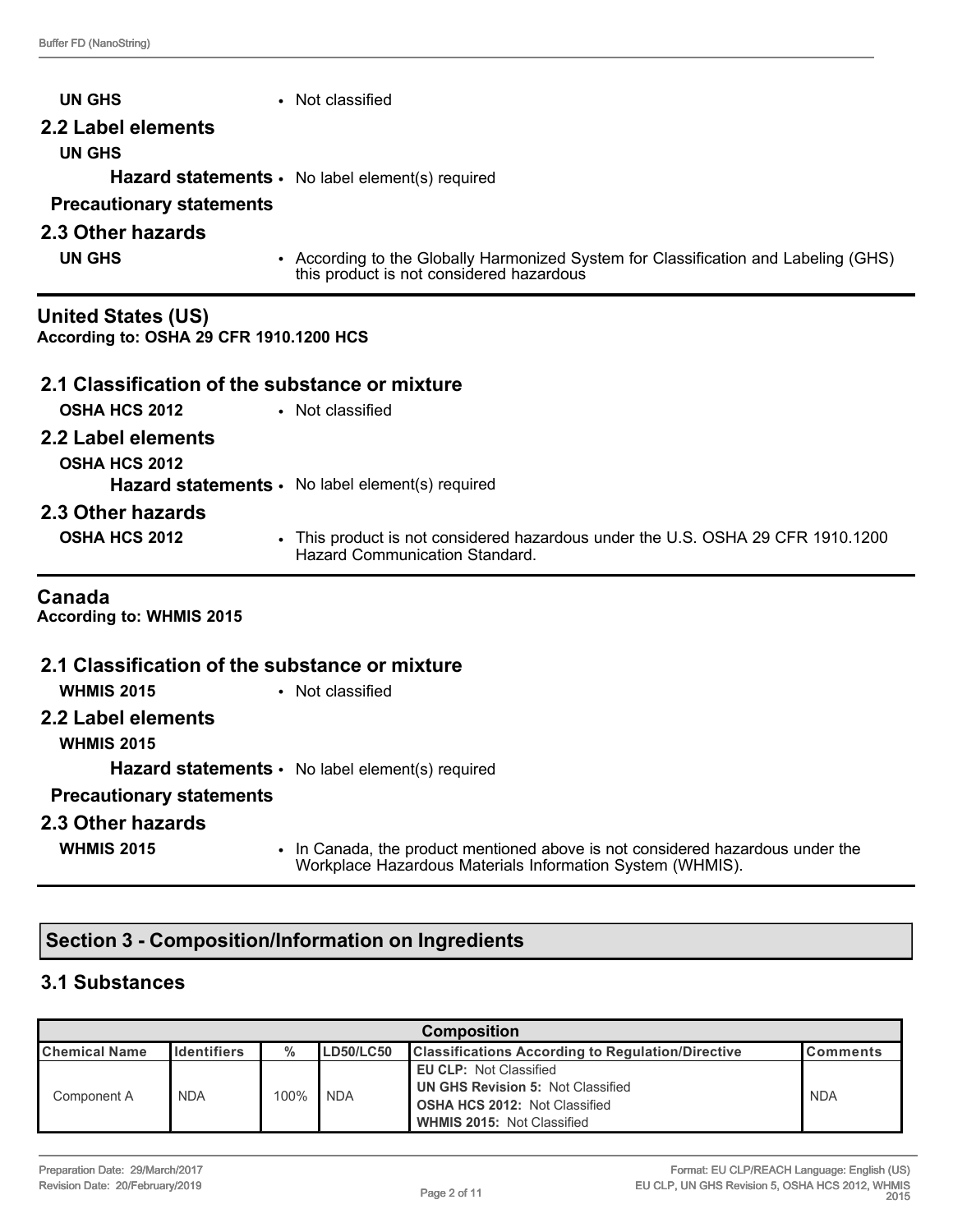**UN GHS** • Not classified

## 2.2 Label elements

**UN GHS**

**Hazard statements** • No label element(s) required

**Precautionary statements**

## 2.3 Other hazards

**UN GHS** • According to the Globally Harmonized System for Classification and Labeling (GHS) this product is not considered hazardous

---

## United States (US)

**According to: OSHA 29 CFR 1910.1200 HCS**

## 2.1 Classification of the substance or mixture

**OSHA HCS 2012** • Not classified

## 2.2 Label elements

**OSHA HCS 2012**

**Hazard statements** • No label element(s) required

## 2.3 Other hazards

**OSHA HCS 2012** • This product is not considered hazardous under the U.S. OSHA 29 CFR 1910.1200 Hazard Communication Standard.

---

## Canada

**According to: WHMIS 2015**

## 2.1 Classification of the substance or mixture

**WHMIS 2015** • Not classified

## 2.2 Label elements

**WHMIS 2015**

**Hazard statements** • No label element(s) required

**Precautionary statements**

## 2.3 Other hazards

**WHMIS 2015** • In Canada, the product mentioned above is not considered hazardous under the Workplace Hazardous Materials Information System (WHMIS).

---

# Section 3 - Composition/Information on Ingredients

## 3.1 Substances

| Composition | | | | | |
|---|---|---|---|---|---|
| **Chemical Name** | **Identifiers** | **%** | **LD50/LC50** | **Classifications According to Regulation/Directive** | **Comments** |
| Component A | NDA | 100% | NDA | **EU CLP:** Not Classified<br>**UN GHS Revision 5:** Not Classified<br>**OSHA HCS 2012:** Not Classified<br>**WHMIS 2015:** Not Classified | NDA |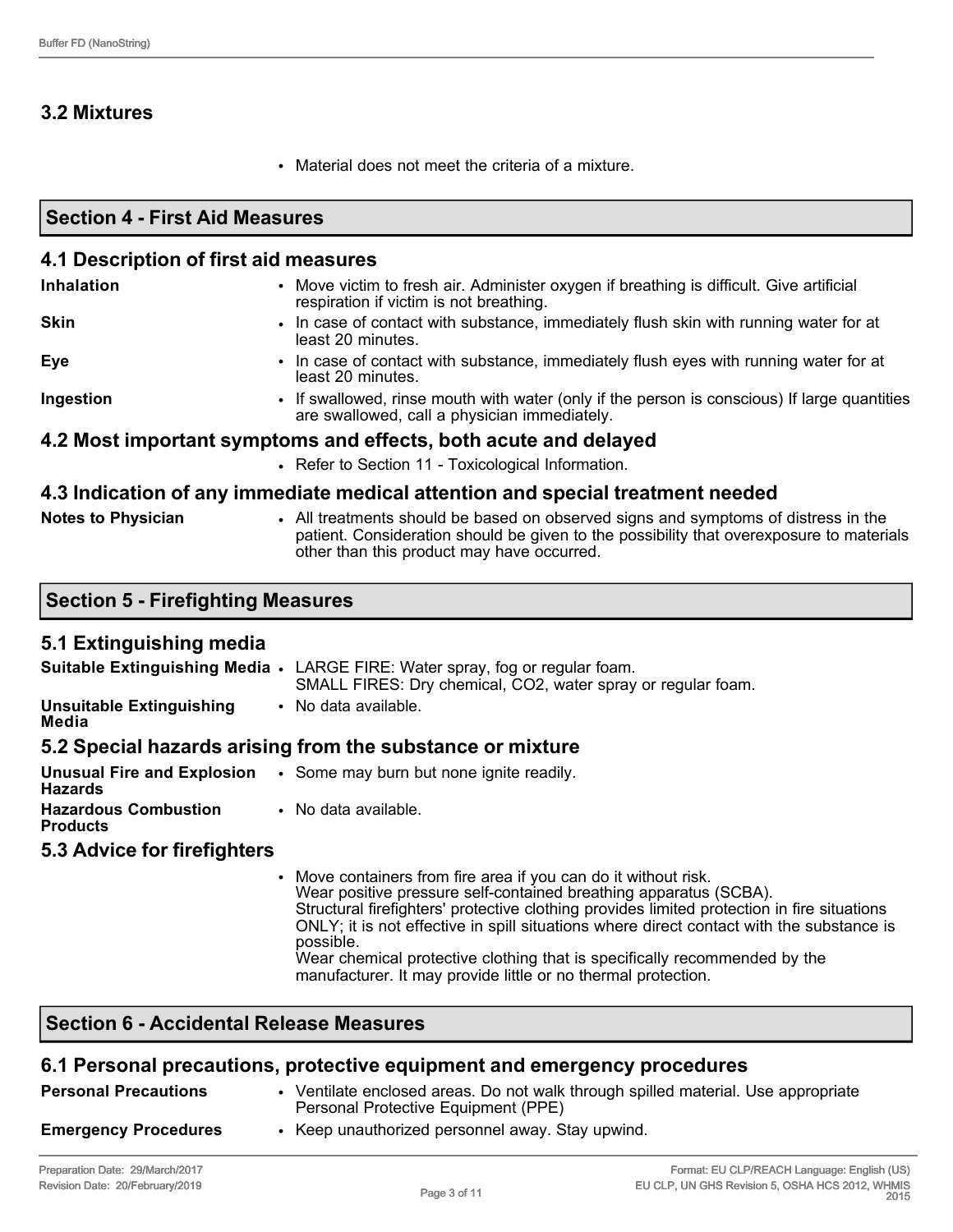## 3.2 Mixtures

- Material does not meet the criteria of a mixture.

## Section 4 - First Aid Measures

### 4.1 Description of first aid measures

**Inhalation**
- Move victim to fresh air. Administer oxygen if breathing is difficult. Give artificial respiration if victim is not breathing.

**Skin**
- In case of contact with substance, immediately flush skin with running water for at least 20 minutes.

**Eye**
- In case of contact with substance, immediately flush eyes with running water for at least 20 minutes.

**Ingestion**
- If swallowed, rinse mouth with water (only if the person is conscious) If large quantities are swallowed, call a physician immediately.

### 4.2 Most important symptoms and effects, both acute and delayed

- Refer to Section 11 - Toxicological Information.

### 4.3 Indication of any immediate medical attention and special treatment needed

**Notes to Physician**
- All treatments should be based on observed signs and symptoms of distress in the patient. Consideration should be given to the possibility that overexposure to materials other than this product may have occurred.

## Section 5 - Firefighting Measures

### 5.1 Extinguishing media

**Suitable Extinguishing Media**
- LARGE FIRE: Water spray, fog or regular foam.
  SMALL FIRES: Dry chemical, $CO_2$, water spray or regular foam.

**Unsuitable Extinguishing Media**
- No data available.

### 5.2 Special hazards arising from the substance or mixture

**Unusual Fire and Explosion Hazards**
- Some may burn but none ignite readily.

**Hazardous Combustion Products**
- No data available.

### 5.3 Advice for firefighters

- Move containers from fire area if you can do it without risk.
  Wear positive pressure self-contained breathing apparatus (SCBA).
  Structural firefighters' protective clothing provides limited protection in fire situations ONLY; it is not effective in spill situations where direct contact with the substance is possible.
  Wear chemical protective clothing that is specifically recommended by the manufacturer. It may provide little or no thermal protection.

## Section 6 - Accidental Release Measures

### 6.1 Personal precautions, protective equipment and emergency procedures

**Personal Precautions**
- Ventilate enclosed areas. Do not walk through spilled material. Use appropriate Personal Protective Equipment (PPE)

**Emergency Procedures**
- Keep unauthorized personnel away. Stay upwind.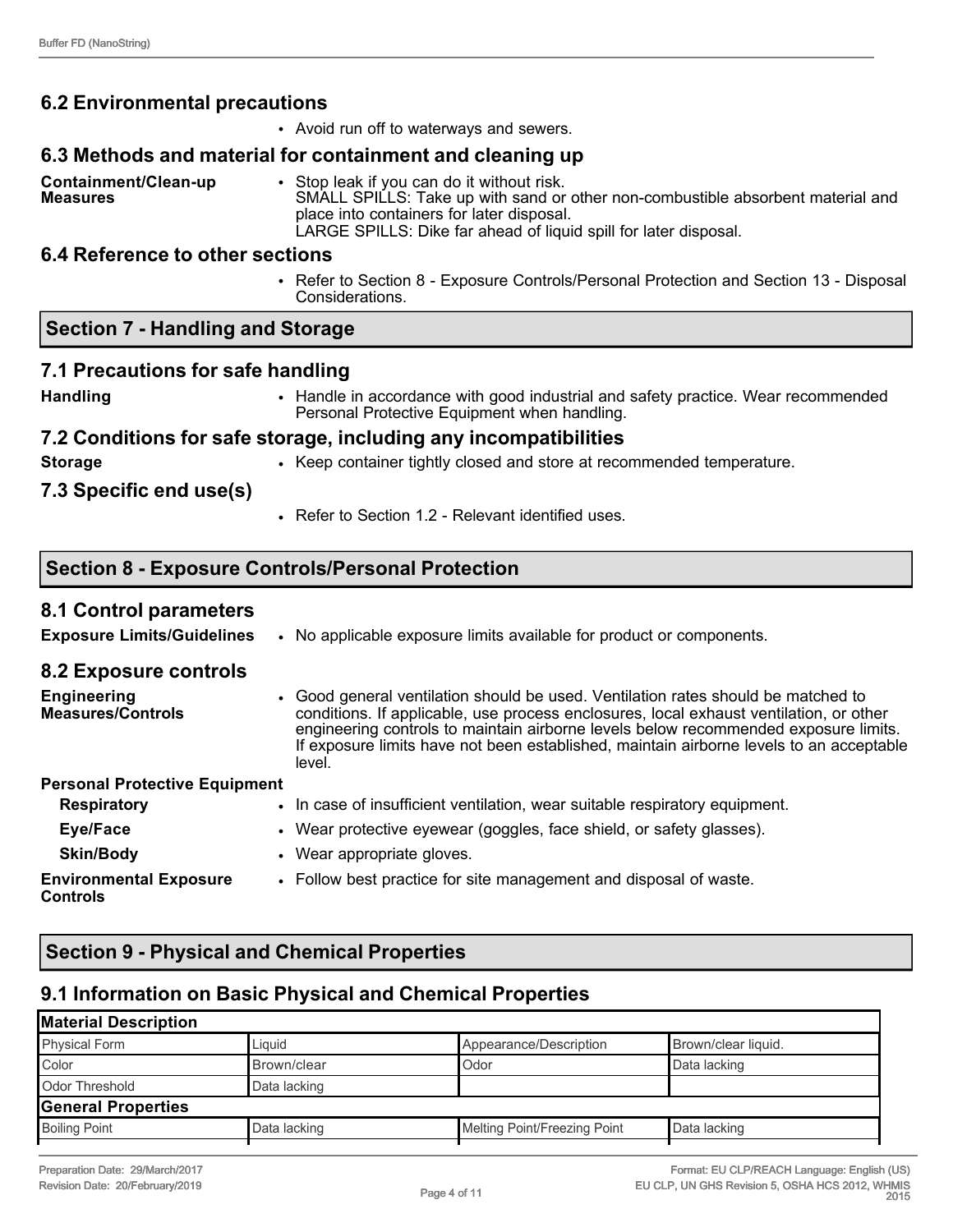### 6.2 Environmental precautions

- Avoid run off to waterways and sewers.

### 6.3 Methods and material for containment and cleaning up

**Containment/Clean-up Measures**

- Stop leak if you can do it without risk.
  SMALL SPILLS: Take up with sand or other non-combustible absorbent material and place into containers for later disposal.
  LARGE SPILLS: Dike far ahead of liquid spill for later disposal.

### 6.4 Reference to other sections

- Refer to Section 8 - Exposure Controls/Personal Protection and Section 13 - Disposal Considerations.

## Section 7 - Handling and Storage

### 7.1 Precautions for safe handling

**Handling**

- Handle in accordance with good industrial and safety practice. Wear recommended Personal Protective Equipment when handling.

### 7.2 Conditions for safe storage, including any incompatibilities

**Storage**

- Keep container tightly closed and store at recommended temperature.

### 7.3 Specific end use(s)

- Refer to Section 1.2 - Relevant identified uses.

## Section 8 - Exposure Controls/Personal Protection

### 8.1 Control parameters

**Exposure Limits/Guidelines**

- No applicable exposure limits available for product or components.

### 8.2 Exposure controls

**Engineering Measures/Controls**

- Good general ventilation should be used. Ventilation rates should be matched to conditions. If applicable, use process enclosures, local exhaust ventilation, or other engineering controls to maintain airborne levels below recommended exposure limits. If exposure limits have not been established, maintain airborne levels to an acceptable level.

**Personal Protective Equipment**

**Respiratory**

- In case of insufficient ventilation, wear suitable respiratory equipment.

**Eye/Face**

- Wear protective eyewear (goggles, face shield, or safety glasses).

**Skin/Body**

- Wear appropriate gloves.

**Environmental Exposure Controls**

- Follow best practice for site management and disposal of waste.

## Section 9 - Physical and Chemical Properties

### 9.1 Information on Basic Physical and Chemical Properties

| **Material Description** | | | |
|---|---|---|---|
| Physical Form | Liquid | Appearance/Description | Brown/clear liquid. |
| Color | Brown/clear | Odor | Data lacking |
| Odor Threshold | Data lacking | | |
| **General Properties** | | | |
| Boiling Point | Data lacking | Melting Point/Freezing Point | Data lacking |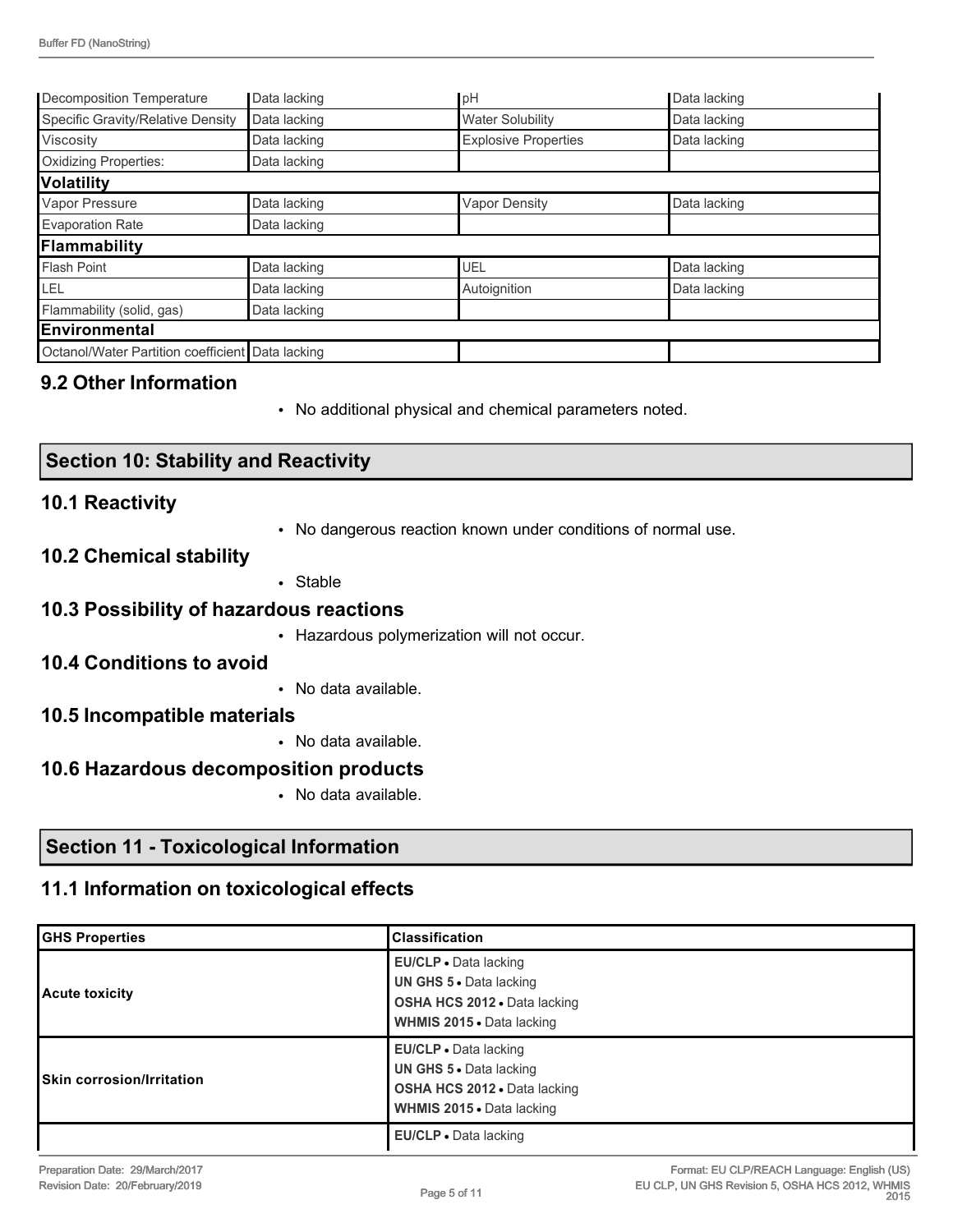| | | | |
|---|---|---|---|
| Decomposition Temperature | Data lacking | pH | Data lacking |
| Specific Gravity/Relative Density | Data lacking | Water Solubility | Data lacking |
| Viscosity | Data lacking | Explosive Properties | Data lacking |
| Oxidizing Properties: | Data lacking | | |
| **Volatility** | | | |
| Vapor Pressure | Data lacking | Vapor Density | Data lacking |
| Evaporation Rate | Data lacking | | |
| **Flammability** | | | |
| Flash Point | Data lacking | UEL | Data lacking |
| LEL | Data lacking | Autoignition | Data lacking |
| Flammability (solid, gas) | Data lacking | | |
| **Environmental** | | | |
| Octanol/Water Partition coefficient | Data lacking | | |

### 9.2 Other Information

- No additional physical and chemical parameters noted.

## Section 10: Stability and Reactivity

### 10.1 Reactivity

- No dangerous reaction known under conditions of normal use.

### 10.2 Chemical stability

- Stable

### 10.3 Possibility of hazardous reactions

- Hazardous polymerization will not occur.

### 10.4 Conditions to avoid

- No data available.

### 10.5 Incompatible materials

- No data available.

### 10.6 Hazardous decomposition products

- No data available.

## Section 11 - Toxicological Information

### 11.1 Information on toxicological effects

| GHS Properties | Classification |
|---|---|
| **Acute toxicity** | **EU/CLP** • Data lacking<br>**UN GHS 5** • Data lacking<br>**OSHA HCS 2012** • Data lacking<br>**WHMIS 2015** • Data lacking |
| **Skin corrosion/Irritation** | **EU/CLP** • Data lacking<br>**UN GHS 5** • Data lacking<br>**OSHA HCS 2012** • Data lacking<br>**WHMIS 2015** • Data lacking |
| | **EU/CLP** • Data lacking |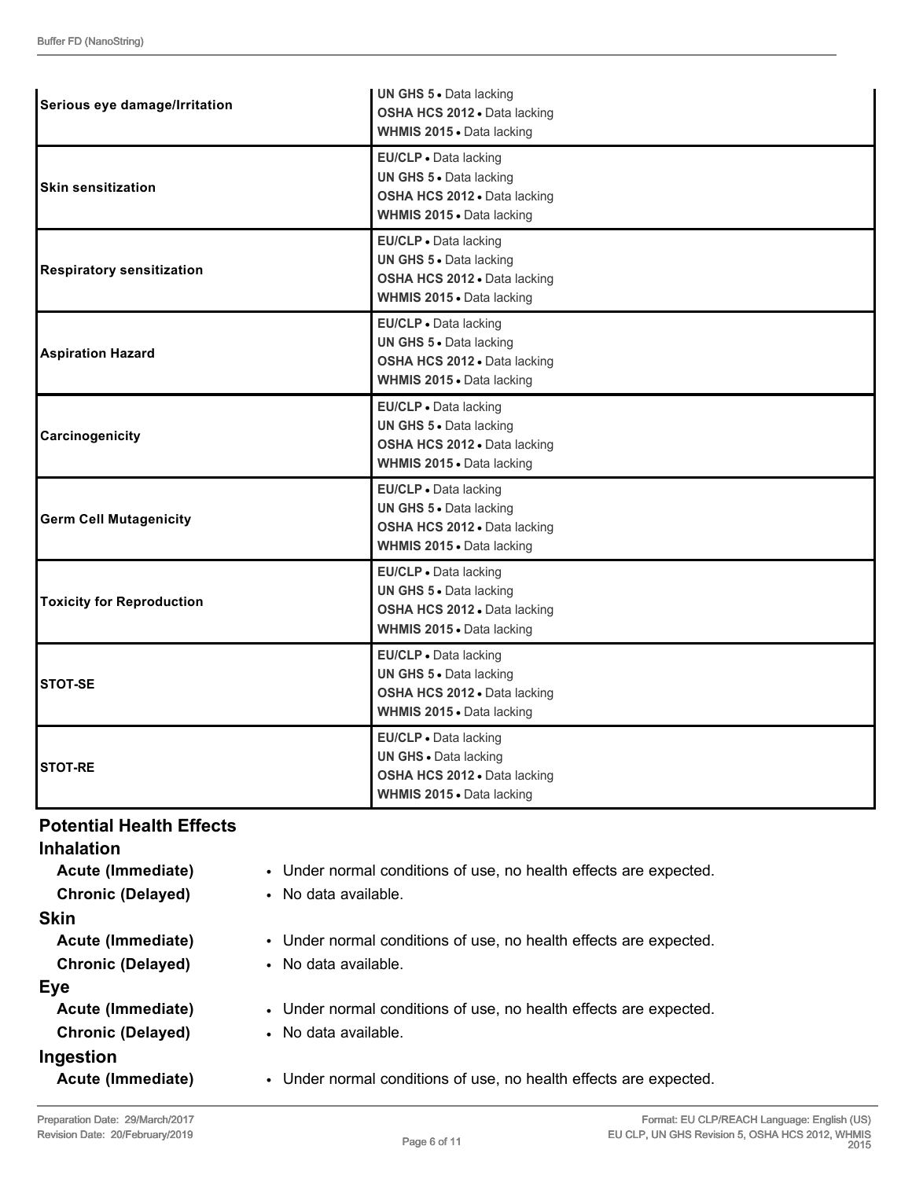| | |
|---|---|
| **Serious eye damage/Irritation** | **UN GHS 5** • Data lacking<br>**OSHA HCS 2012** • Data lacking<br>**WHMIS 2015** • Data lacking |
| **Skin sensitization** | **EU/CLP** • Data lacking<br>**UN GHS 5** • Data lacking<br>**OSHA HCS 2012** • Data lacking<br>**WHMIS 2015** • Data lacking |
| **Respiratory sensitization** | **EU/CLP** • Data lacking<br>**UN GHS 5** • Data lacking<br>**OSHA HCS 2012** • Data lacking<br>**WHMIS 2015** • Data lacking |
| **Aspiration Hazard** | **EU/CLP** • Data lacking<br>**UN GHS 5** • Data lacking<br>**OSHA HCS 2012** • Data lacking<br>**WHMIS 2015** • Data lacking |
| **Carcinogenicity** | **EU/CLP** • Data lacking<br>**UN GHS 5** • Data lacking<br>**OSHA HCS 2012** • Data lacking<br>**WHMIS 2015** • Data lacking |
| **Germ Cell Mutagenicity** | **EU/CLP** • Data lacking<br>**UN GHS 5** • Data lacking<br>**OSHA HCS 2012** • Data lacking<br>**WHMIS 2015** • Data lacking |
| **Toxicity for Reproduction** | **EU/CLP** • Data lacking<br>**UN GHS 5** • Data lacking<br>**OSHA HCS 2012** • Data lacking<br>**WHMIS 2015** • Data lacking |
| **STOT-SE** | **EU/CLP** • Data lacking<br>**UN GHS 5** • Data lacking<br>**OSHA HCS 2012** • Data lacking<br>**WHMIS 2015** • Data lacking |
| **STOT-RE** | **EU/CLP** • Data lacking<br>**UN GHS** • Data lacking<br>**OSHA HCS 2012** • Data lacking<br>**WHMIS 2015** • Data lacking |

## Potential Health Effects

### Inhalation

**Acute (Immediate)**
- Under normal conditions of use, no health effects are expected.

**Chronic (Delayed)**
- No data available.

### Skin

**Acute (Immediate)**
- Under normal conditions of use, no health effects are expected.

**Chronic (Delayed)**
- No data available.

### Eye

**Acute (Immediate)**
- Under normal conditions of use, no health effects are expected.

**Chronic (Delayed)**
- No data available.

### Ingestion

**Acute (Immediate)**
- Under normal conditions of use, no health effects are expected.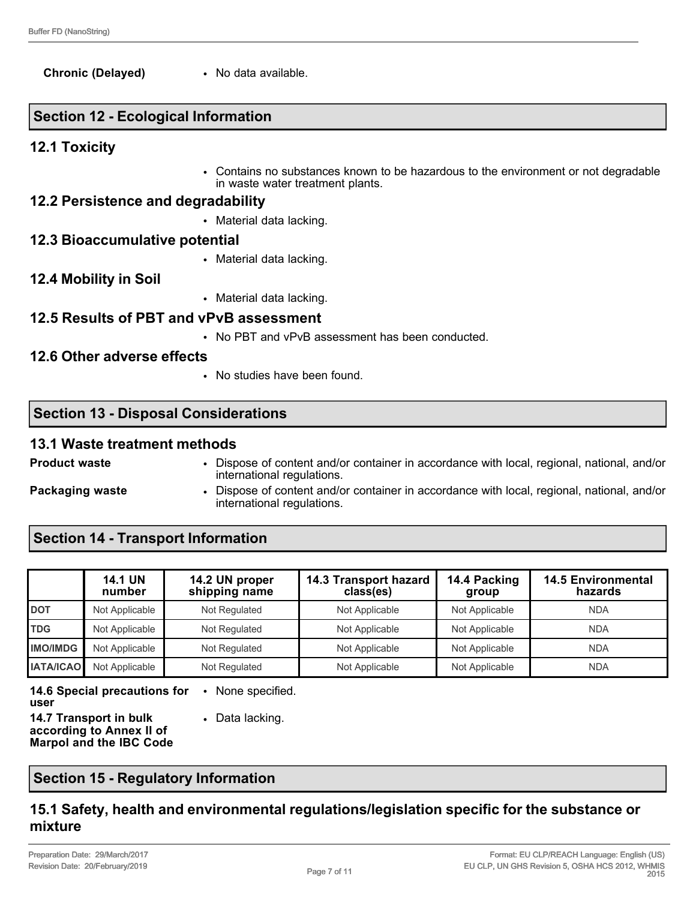**Chronic (Delayed)**
- No data available.

## Section 12 - Ecological Information

### 12.1 Toxicity

- Contains no substances known to be hazardous to the environment or not degradable in waste water treatment plants.

### 12.2 Persistence and degradability

- Material data lacking.

### 12.3 Bioaccumulative potential

- Material data lacking.

### 12.4 Mobility in Soil

- Material data lacking.

### 12.5 Results of PBT and vPvB assessment

- No PBT and vPvB assessment has been conducted.

### 12.6 Other adverse effects

- No studies have been found.

## Section 13 - Disposal Considerations

### 13.1 Waste treatment methods

**Product waste**
- Dispose of content and/or container in accordance with local, regional, national, and/or international regulations.

**Packaging waste**
- Dispose of content and/or container in accordance with local, regional, national, and/or international regulations.

## Section 14 - Transport Information

| | 14.1 UN number | 14.2 UN proper shipping name | 14.3 Transport hazard class(es) | 14.4 Packing group | 14.5 Environmental hazards |
|---|---|---|---|---|---|
| DOT | Not Applicable | Not Regulated | Not Applicable | Not Applicable | NDA |
| TDG | Not Applicable | Not Regulated | Not Applicable | Not Applicable | NDA |
| IMO/IMDG | Not Applicable | Not Regulated | Not Applicable | Not Applicable | NDA |
| IATA/ICAO | Not Applicable | Not Regulated | Not Applicable | Not Applicable | NDA |

**14.6 Special precautions for user**
- None specified.

**14.7 Transport in bulk according to Annex II of Marpol and the IBC Code**
- Data lacking.

## Section 15 - Regulatory Information

### 15.1 Safety, health and environmental regulations/legislation specific for the substance or mixture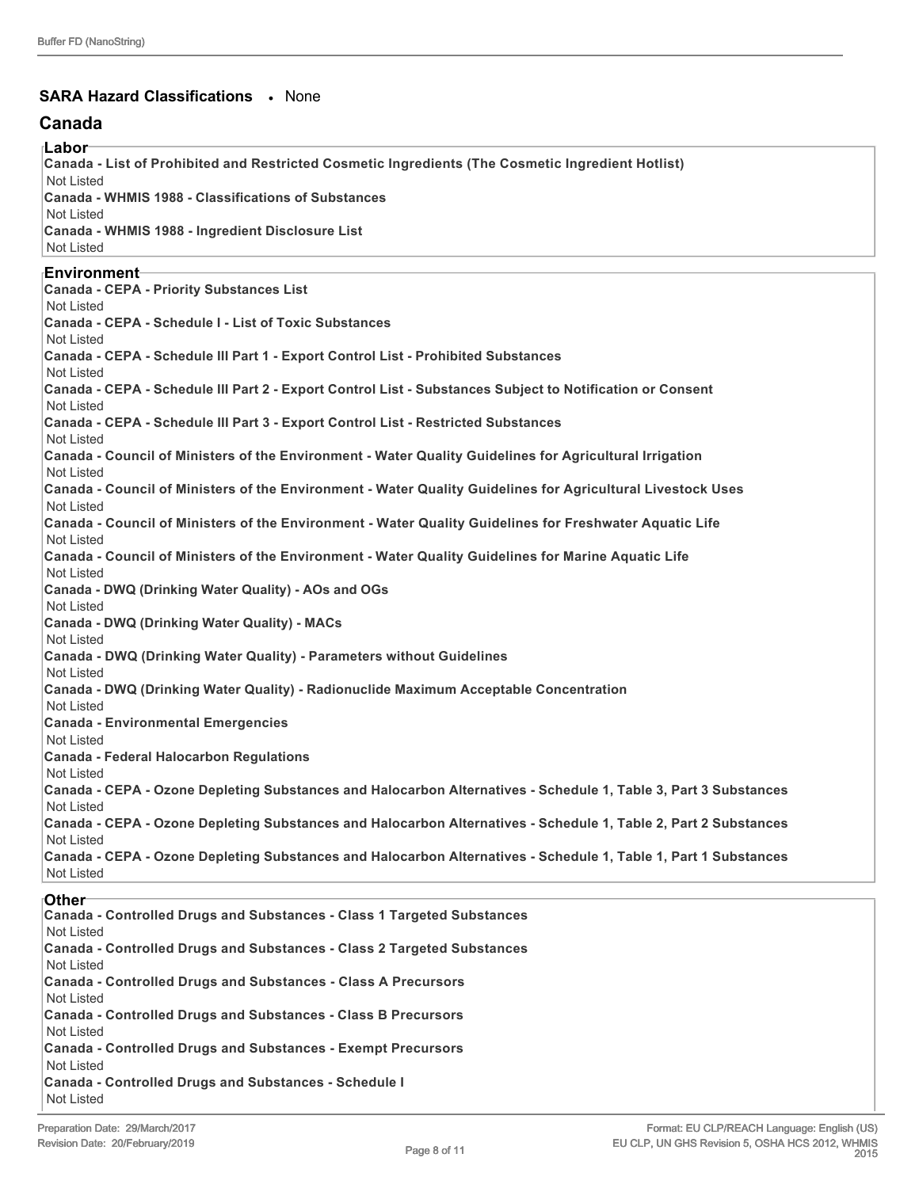**SARA Hazard Classifications** • None

## Canada

### Labor

**Canada - List of Prohibited and Restricted Cosmetic Ingredients (The Cosmetic Ingredient Hotlist)**
Not Listed

**Canada - WHMIS 1988 - Classifications of Substances**
Not Listed

**Canada - WHMIS 1988 - Ingredient Disclosure List**
Not Listed

### Environment

**Canada - CEPA - Priority Substances List**
Not Listed

**Canada - CEPA - Schedule I - List of Toxic Substances**
Not Listed

**Canada - CEPA - Schedule III Part 1 - Export Control List - Prohibited Substances**
Not Listed

**Canada - CEPA - Schedule III Part 2 - Export Control List - Substances Subject to Notification or Consent**
Not Listed

**Canada - CEPA - Schedule III Part 3 - Export Control List - Restricted Substances**
Not Listed

**Canada - Council of Ministers of the Environment - Water Quality Guidelines for Agricultural Irrigation**
Not Listed

**Canada - Council of Ministers of the Environment - Water Quality Guidelines for Agricultural Livestock Uses**
Not Listed

**Canada - Council of Ministers of the Environment - Water Quality Guidelines for Freshwater Aquatic Life**
Not Listed

**Canada - Council of Ministers of the Environment - Water Quality Guidelines for Marine Aquatic Life**
Not Listed

**Canada - DWQ (Drinking Water Quality) - AOs and OGs**
Not Listed

**Canada - DWQ (Drinking Water Quality) - MACs**
Not Listed

**Canada - DWQ (Drinking Water Quality) - Parameters without Guidelines**
Not Listed

**Canada - DWQ (Drinking Water Quality) - Radionuclide Maximum Acceptable Concentration**
Not Listed

**Canada - Environmental Emergencies**
Not Listed

**Canada - Federal Halocarbon Regulations**
Not Listed

**Canada - CEPA - Ozone Depleting Substances and Halocarbon Alternatives - Schedule 1, Table 3, Part 3 Substances**
Not Listed

**Canada - CEPA - Ozone Depleting Substances and Halocarbon Alternatives - Schedule 1, Table 2, Part 2 Substances**
Not Listed

**Canada - CEPA - Ozone Depleting Substances and Halocarbon Alternatives - Schedule 1, Table 1, Part 1 Substances**
Not Listed

### Other

**Canada - Controlled Drugs and Substances - Class 1 Targeted Substances**
Not Listed

**Canada - Controlled Drugs and Substances - Class 2 Targeted Substances**
Not Listed

**Canada - Controlled Drugs and Substances - Class A Precursors**
Not Listed

**Canada - Controlled Drugs and Substances - Class B Precursors**
Not Listed

**Canada - Controlled Drugs and Substances - Exempt Precursors**
Not Listed

**Canada - Controlled Drugs and Substances - Schedule I**
Not Listed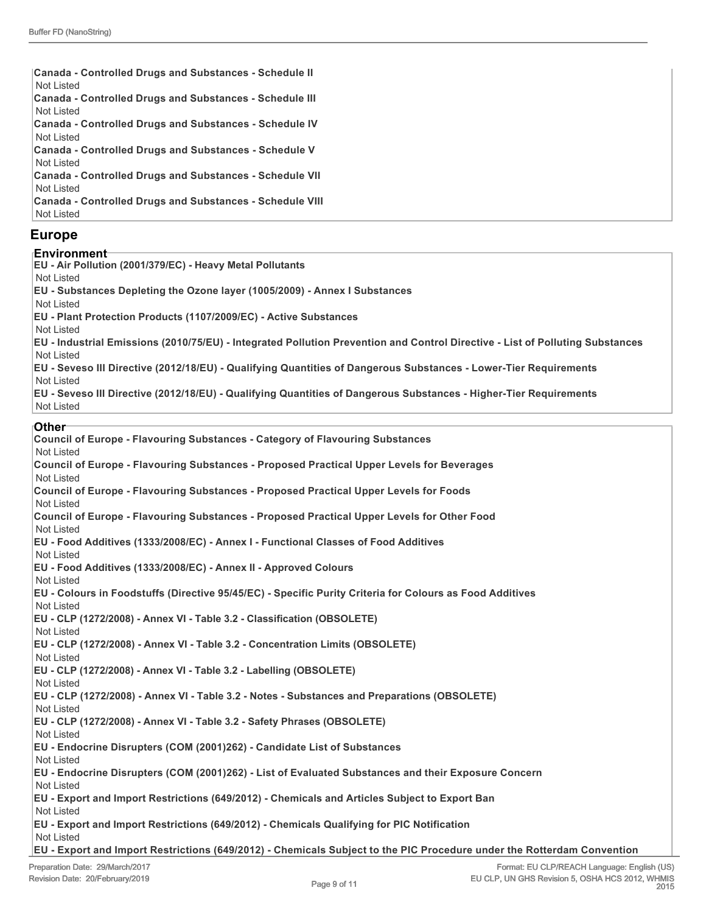**Canada - Controlled Drugs and Substances - Schedule II**
Not Listed
**Canada - Controlled Drugs and Substances - Schedule III**
Not Listed
**Canada - Controlled Drugs and Substances - Schedule IV**
Not Listed
**Canada - Controlled Drugs and Substances - Schedule V**
Not Listed
**Canada - Controlled Drugs and Substances - Schedule VII**
Not Listed
**Canada - Controlled Drugs and Substances - Schedule VIII**
Not Listed

## Europe

### Environment

**EU - Air Pollution (2001/379/EC) - Heavy Metal Pollutants**
Not Listed
**EU - Substances Depleting the Ozone layer (1005/2009) - Annex I Substances**
Not Listed
**EU - Plant Protection Products (1107/2009/EC) - Active Substances**
Not Listed
**EU - Industrial Emissions (2010/75/EU) - Integrated Pollution Prevention and Control Directive - List of Polluting Substances**
Not Listed
**EU - Seveso III Directive (2012/18/EU) - Qualifying Quantities of Dangerous Substances - Lower-Tier Requirements**
Not Listed
**EU - Seveso III Directive (2012/18/EU) - Qualifying Quantities of Dangerous Substances - Higher-Tier Requirements**
Not Listed

### Other

**Council of Europe - Flavouring Substances - Category of Flavouring Substances**
Not Listed
**Council of Europe - Flavouring Substances - Proposed Practical Upper Levels for Beverages**
Not Listed
**Council of Europe - Flavouring Substances - Proposed Practical Upper Levels for Foods**
Not Listed
**Council of Europe - Flavouring Substances - Proposed Practical Upper Levels for Other Food**
Not Listed
**EU - Food Additives (1333/2008/EC) - Annex I - Functional Classes of Food Additives**
Not Listed
**EU - Food Additives (1333/2008/EC) - Annex II - Approved Colours**
Not Listed
**EU - Colours in Foodstuffs (Directive 95/45/EC) - Specific Purity Criteria for Colours as Food Additives**
Not Listed
**EU - CLP (1272/2008) - Annex VI - Table 3.2 - Classification (OBSOLETE)**
Not Listed
**EU - CLP (1272/2008) - Annex VI - Table 3.2 - Concentration Limits (OBSOLETE)**
Not Listed
**EU - CLP (1272/2008) - Annex VI - Table 3.2 - Labelling (OBSOLETE)**
Not Listed
**EU - CLP (1272/2008) - Annex VI - Table 3.2 - Notes - Substances and Preparations (OBSOLETE)**
Not Listed
**EU - CLP (1272/2008) - Annex VI - Table 3.2 - Safety Phrases (OBSOLETE)**
Not Listed
**EU - Endocrine Disrupters (COM (2001)262) - Candidate List of Substances**
Not Listed
**EU - Endocrine Disrupters (COM (2001)262) - List of Evaluated Substances and their Exposure Concern**
Not Listed
**EU - Export and Import Restrictions (649/2012) - Chemicals and Articles Subject to Export Ban**
Not Listed
**EU - Export and Import Restrictions (649/2012) - Chemicals Qualifying for PIC Notification**
Not Listed
**EU - Export and Import Restrictions (649/2012) - Chemicals Subject to the PIC Procedure under the Rotterdam Convention**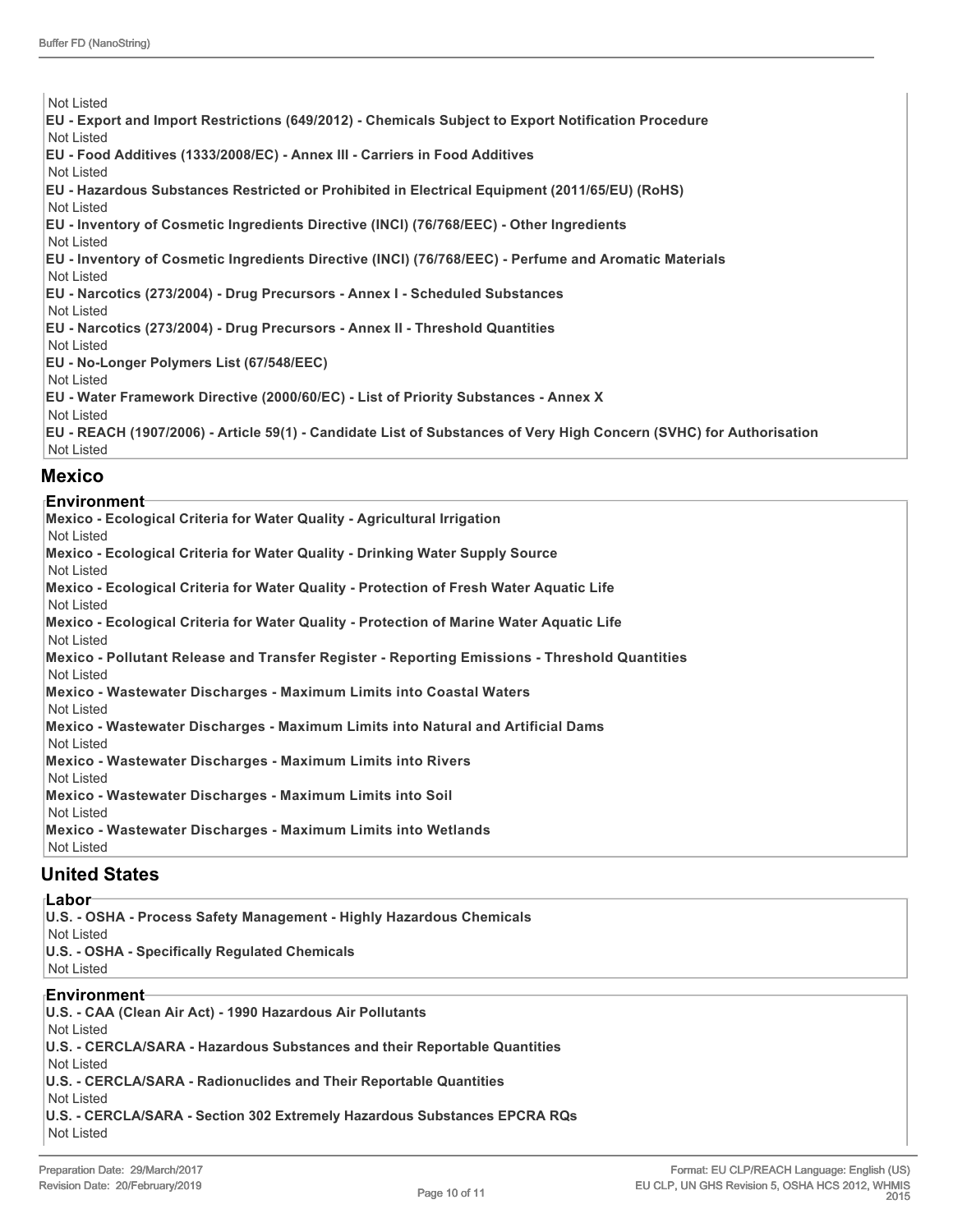Not Listed

**EU - Export and Import Restrictions (649/2012) - Chemicals Subject to Export Notification Procedure**

Not Listed

**EU - Food Additives (1333/2008/EC) - Annex III - Carriers in Food Additives**

Not Listed

**EU - Hazardous Substances Restricted or Prohibited in Electrical Equipment (2011/65/EU) (RoHS)**

Not Listed

**EU - Inventory of Cosmetic Ingredients Directive (INCI) (76/768/EEC) - Other Ingredients**

Not Listed

**EU - Inventory of Cosmetic Ingredients Directive (INCI) (76/768/EEC) - Perfume and Aromatic Materials**

Not Listed

**EU - Narcotics (273/2004) - Drug Precursors - Annex I - Scheduled Substances**

Not Listed

**EU - Narcotics (273/2004) - Drug Precursors - Annex II - Threshold Quantities**

Not Listed

**EU - No-Longer Polymers List (67/548/EEC)**

Not Listed

**EU - Water Framework Directive (2000/60/EC) - List of Priority Substances - Annex X**

Not Listed

**EU - REACH (1907/2006) - Article 59(1) - Candidate List of Substances of Very High Concern (SVHC) for Authorisation**

Not Listed

## Mexico

### Environment

**Mexico - Ecological Criteria for Water Quality - Agricultural Irrigation**

Not Listed

**Mexico - Ecological Criteria for Water Quality - Drinking Water Supply Source**

Not Listed

**Mexico - Ecological Criteria for Water Quality - Protection of Fresh Water Aquatic Life**

Not Listed

**Mexico - Ecological Criteria for Water Quality - Protection of Marine Water Aquatic Life**

Not Listed

**Mexico - Pollutant Release and Transfer Register - Reporting Emissions - Threshold Quantities**

Not Listed

**Mexico - Wastewater Discharges - Maximum Limits into Coastal Waters**

Not Listed

**Mexico - Wastewater Discharges - Maximum Limits into Natural and Artificial Dams**

Not Listed

**Mexico - Wastewater Discharges - Maximum Limits into Rivers**

Not Listed

**Mexico - Wastewater Discharges - Maximum Limits into Soil**

Not Listed

**Mexico - Wastewater Discharges - Maximum Limits into Wetlands**

Not Listed

## United States

### Labor

**U.S. - OSHA - Process Safety Management - Highly Hazardous Chemicals**

Not Listed

**U.S. - OSHA - Specifically Regulated Chemicals**

Not Listed

### Environment

**U.S. - CAA (Clean Air Act) - 1990 Hazardous Air Pollutants**

Not Listed

**U.S. - CERCLA/SARA - Hazardous Substances and their Reportable Quantities**

Not Listed

**U.S. - CERCLA/SARA - Radionuclides and Their Reportable Quantities**

Not Listed

**U.S. - CERCLA/SARA - Section 302 Extremely Hazardous Substances EPCRA RQs**

Not Listed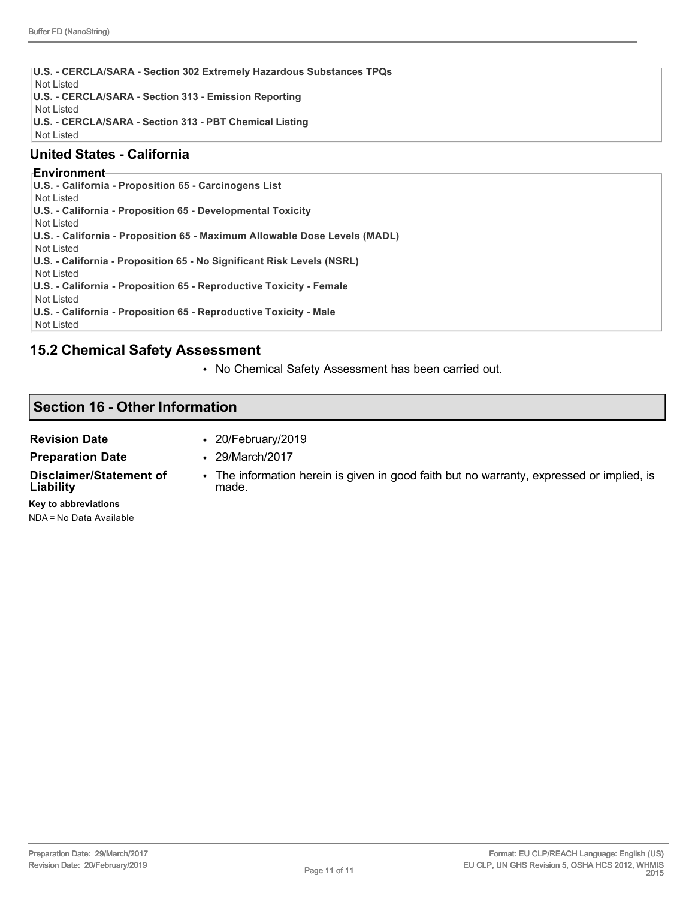**U.S. - CERCLA/SARA - Section 302 Extremely Hazardous Substances TPQs**
Not Listed
**U.S. - CERCLA/SARA - Section 313 - Emission Reporting**
Not Listed
**U.S. - CERCLA/SARA - Section 313 - PBT Chemical Listing**
Not Listed

## United States - California

**Environment**

**U.S. - California - Proposition 65 - Carcinogens List**
Not Listed
**U.S. - California - Proposition 65 - Developmental Toxicity**
Not Listed
**U.S. - California - Proposition 65 - Maximum Allowable Dose Levels (MADL)**
Not Listed
**U.S. - California - Proposition 65 - No Significant Risk Levels (NSRL)**
Not Listed
**U.S. - California - Proposition 65 - Reproductive Toxicity - Female**
Not Listed
**U.S. - California - Proposition 65 - Reproductive Toxicity - Male**
Not Listed

## 15.2 Chemical Safety Assessment

- No Chemical Safety Assessment has been carried out.

## Section 16 - Other Information

**Revision Date**
- 20/February/2019

**Preparation Date**
- 29/March/2017

**Disclaimer/Statement of Liability**
- The information herein is given in good faith but no warranty, expressed or implied, is made.

**Key to abbreviations**

NDA = No Data Available